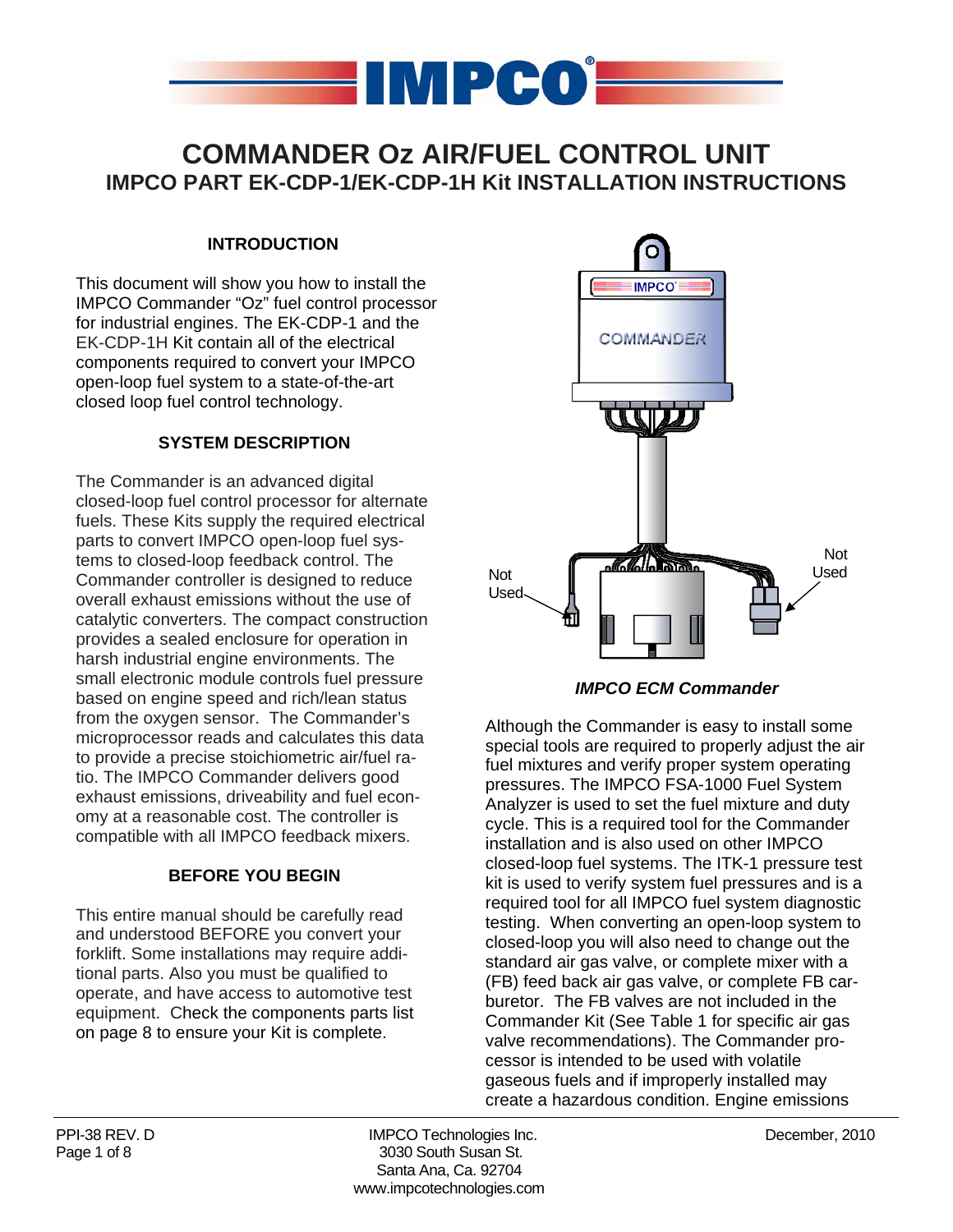# COMMANDER Oz AIR/FUEL CONTROL UNIT

## IMPCO PART EK-CDP-1/EK-CDP-1H Kit INSTALLATION INSTRUCTIONS

### INTRODUCTION

This document will show you how to install the IMPCO Commander "Oz" fuel control processor for industrial engines. The EK-CDP-1 and the EK-CDP-1H Kit contain all of the electrical components required to convert your IMPCO open-loop fuel system to a state-of-the-art closed loop fuel control technology.

### SYSTEM DESCRIPTION

The Commander is an advanced digital closed-loop fuel control processor for alternate fuels. These Kits supply the required electrical parts to convert IMPCO open-loop fuel systems to closed-loop feedback control. The Commander controller is designed to reduce overall exhaust emissions without the use of catalytic converters. The compact construction provides a sealed enclosure for operation in harsh industrial engine environments. The small electronic module controls fuel pressure based on engine speed and rich/lean status from the oxygen sensor. The Commander's microprocessor reads and calculates this data to provide a precise stoichiometric air/fuel ratio. The IMPCO Commander delivers good exhaust emissions, driveability and fuel economy at a reasonable cost. The controller is compatible with all IMPCO feedback mixers.

### BEFORE YOU BEGIN

This entire manual should be carefully read and understood BEFORE you convert your forklift. Some installations may require additional parts. Also you must be qualified to operate, and have access to automotive test equipment. Check the components parts list on page 8 to ensure your Kit is complete.

Not Used

Not Used

*IMPCO ECM Commander*

Although the Commander is easy to install some special tools are required to properly adjust the air fuel mixtures and verify proper system operating pressures. The IMPCO FSA-1000 Fuel System Analyzer is used to set the fuel mixture and duty cycle. This is a required tool for the Commander installation and is also used on other IMPCO closed-loop fuel systems. The ITK-1 pressure test kit is used to verify system fuel pressures and is a required tool for all IMPCO fuel system diagnostic testing. When converting an open-loop system to closed-loop you will also need to change out the standard air gas valve, or complete mixer with a (FB) feed back air gas valve, or complete FB carburetor. The FB valves are not included in the Commander Kit (See Table 1 for specific air gas valve recommendations). The Commander processor is intended to be used with volatile gaseous fuels and if improperly installed may create a hazardous condition. Engine emissions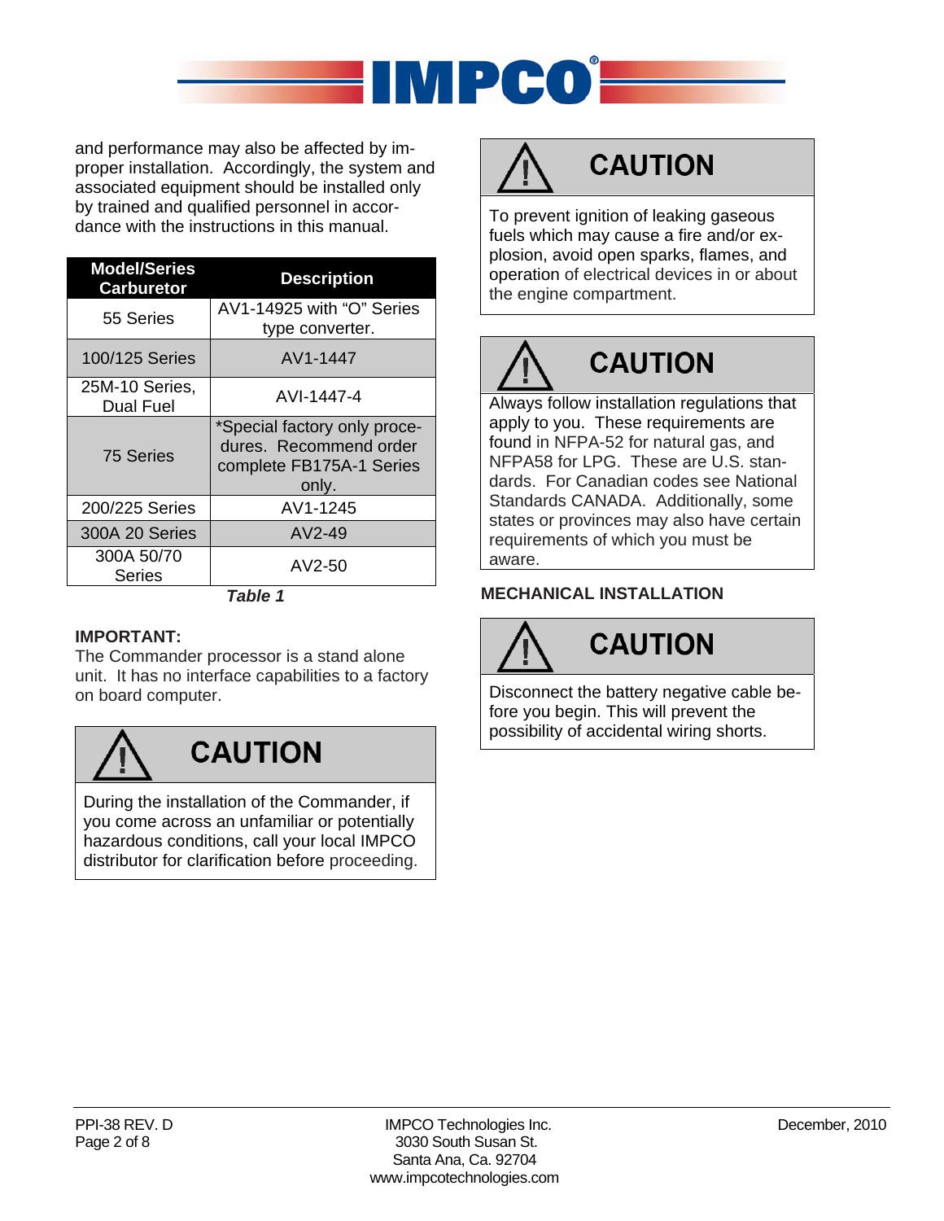and performance may also be affected by improper installation. Accordingly, the system and associated equipment should be installed only by trained and qualified personnel in accordance with the instructions in this manual.

| Model/Series Carburetor | Description |
|---|---|
| 55 Series | AV1-14925 with "O" Series type converter. |
| 100/125 Series | AV1-1447 |
| 25M-10 Series, Dual Fuel | AVI-1447-4 |
| 75 Series | *Special factory only procedures. Recommend order complete FB175A-1 Series only. |
| 200/225 Series | AV1-1245 |
| 300A 20 Series | AV2-49 |
| 300A 50/70 Series | AV2-50 |

***Table 1***

**IMPORTANT:**
The Commander processor is a stand alone unit. It has no interface capabilities to a factory on board computer.

> **CAUTION**
>
> During the installation of the Commander, if you come across an unfamiliar or potentially hazardous conditions, call your local IMPCO distributor for clarification before proceeding.

> **CAUTION**
>
> To prevent ignition of leaking gaseous fuels which may cause a fire and/or explosion, avoid open sparks, flames, and operation of electrical devices in or about the engine compartment.

> **CAUTION**
>
> Always follow installation regulations that apply to you. These requirements are found in NFPA-52 for natural gas, and NFPA58 for LPG. These are U.S. standards. For Canadian codes see National Standards CANADA. Additionally, some states or provinces may also have certain requirements of which you must be aware.

**MECHANICAL INSTALLATION**

> **CAUTION**
>
> Disconnect the battery negative cable before you begin. This will prevent the possibility of accidental wiring shorts.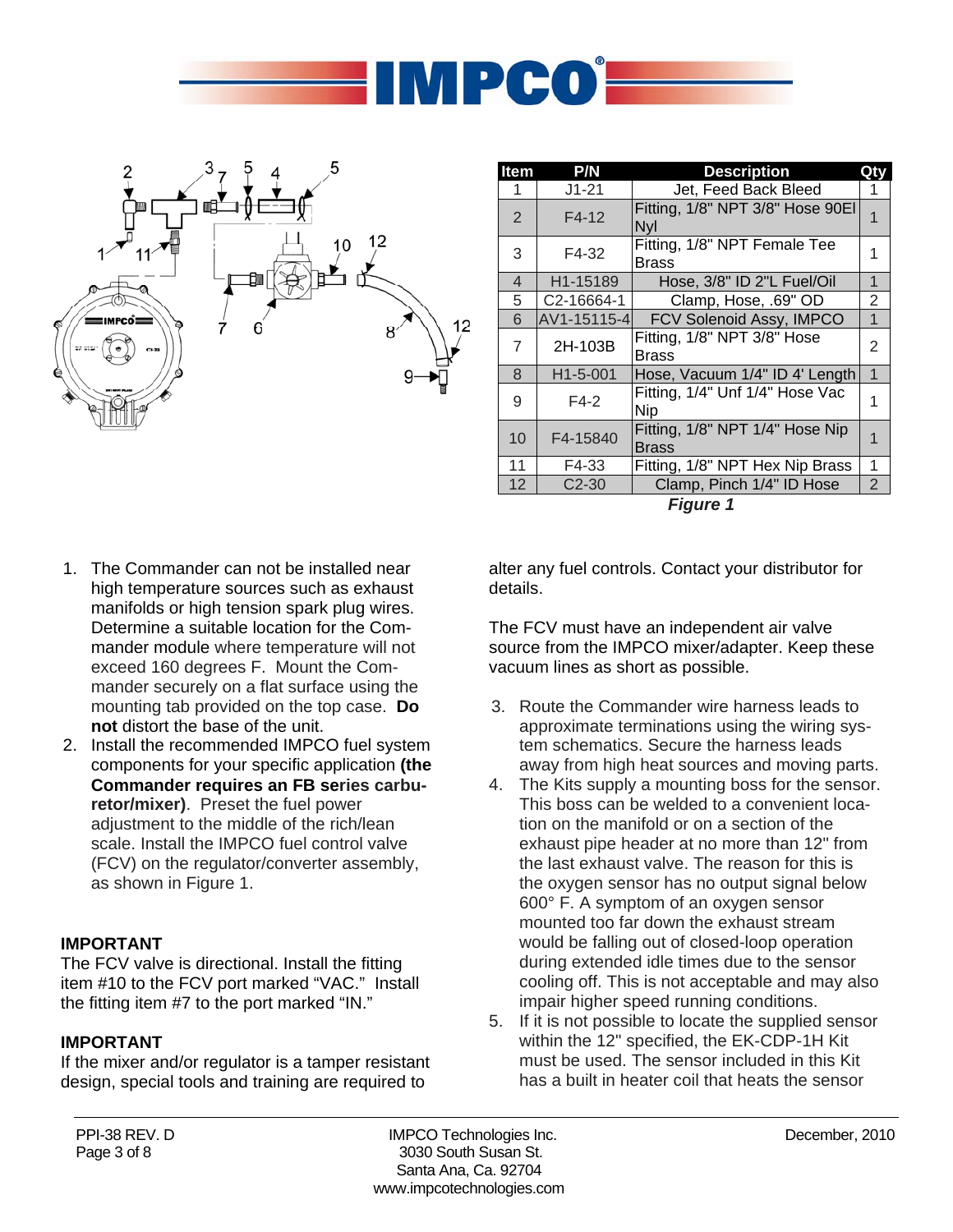| Item | P/N | Description | Qty |
|---|---|---|---|
| 1 | J1-21 | Jet, Feed Back Bleed | 1 |
| 2 | F4-12 | Fitting, 1/8" NPT 3/8" Hose 90El Nyl | 1 |
| 3 | F4-32 | Fitting, 1/8" NPT Female Tee Brass | 1 |
| 4 | H1-15189 | Hose, 3/8" ID 2"L Fuel/Oil | 1 |
| 5 | C2-16664-1 | Clamp, Hose, .69" OD | 2 |
| 6 | AV1-15115-4 | FCV Solenoid Assy, IMPCO | 1 |
| 7 | 2H-103B | Fitting, 1/8" NPT 3/8" Hose Brass | 2 |
| 8 | H1-5-001 | Hose, Vacuum 1/4" ID 4' Length | 1 |
| 9 | F4-2 | Fitting, 1/4" Unf 1/4" Hose Vac Nip | 1 |
| 10 | F4-15840 | Fitting, 1/8" NPT 1/4" Hose Nip Brass | 1 |
| 11 | F4-33 | Fitting, 1/8" NPT Hex Nip Brass | 1 |
| 12 | C2-30 | Clamp, Pinch 1/4" ID Hose | 2 |

***Figure 1***

1. The Commander can not be installed near high temperature sources such as exhaust manifolds or high tension spark plug wires. Determine a suitable location for the Commander module where temperature will not exceed 160 degrees F. Mount the Commander securely on a flat surface using the mounting tab provided on the top case. **Do not** distort the base of the unit.
2. Install the recommended IMPCO fuel system components for your specific application **(the Commander requires an FB series carburetor/mixer)**. Preset the fuel power adjustment to the middle of the rich/lean scale. Install the IMPCO fuel control valve (FCV) on the regulator/converter assembly, as shown in Figure 1.

**IMPORTANT**
The FCV valve is directional. Install the fitting item #10 to the FCV port marked "VAC." Install the fitting item #7 to the port marked "IN."

**IMPORTANT**
If the mixer and/or regulator is a tamper resistant design, special tools and training are required to alter any fuel controls. Contact your distributor for details.

The FCV must have an independent air valve source from the IMPCO mixer/adapter. Keep these vacuum lines as short as possible.

3. Route the Commander wire harness leads to approximate terminations using the wiring system schematics. Secure the harness leads away from high heat sources and moving parts.
4. The Kits supply a mounting boss for the sensor. This boss can be welded to a convenient location on the manifold or on a section of the exhaust pipe header at no more than 12" from the last exhaust valve. The reason for this is the oxygen sensor has no output signal below 600° F. A symptom of an oxygen sensor mounted too far down the exhaust stream would be falling out of closed-loop operation during extended idle times due to the sensor cooling off. This is not acceptable and may also impair higher speed running conditions.
5. If it is not possible to locate the supplied sensor within the 12" specified, the EK-CDP-1H Kit must be used. The sensor included in this Kit has a built in heater coil that heats the sensor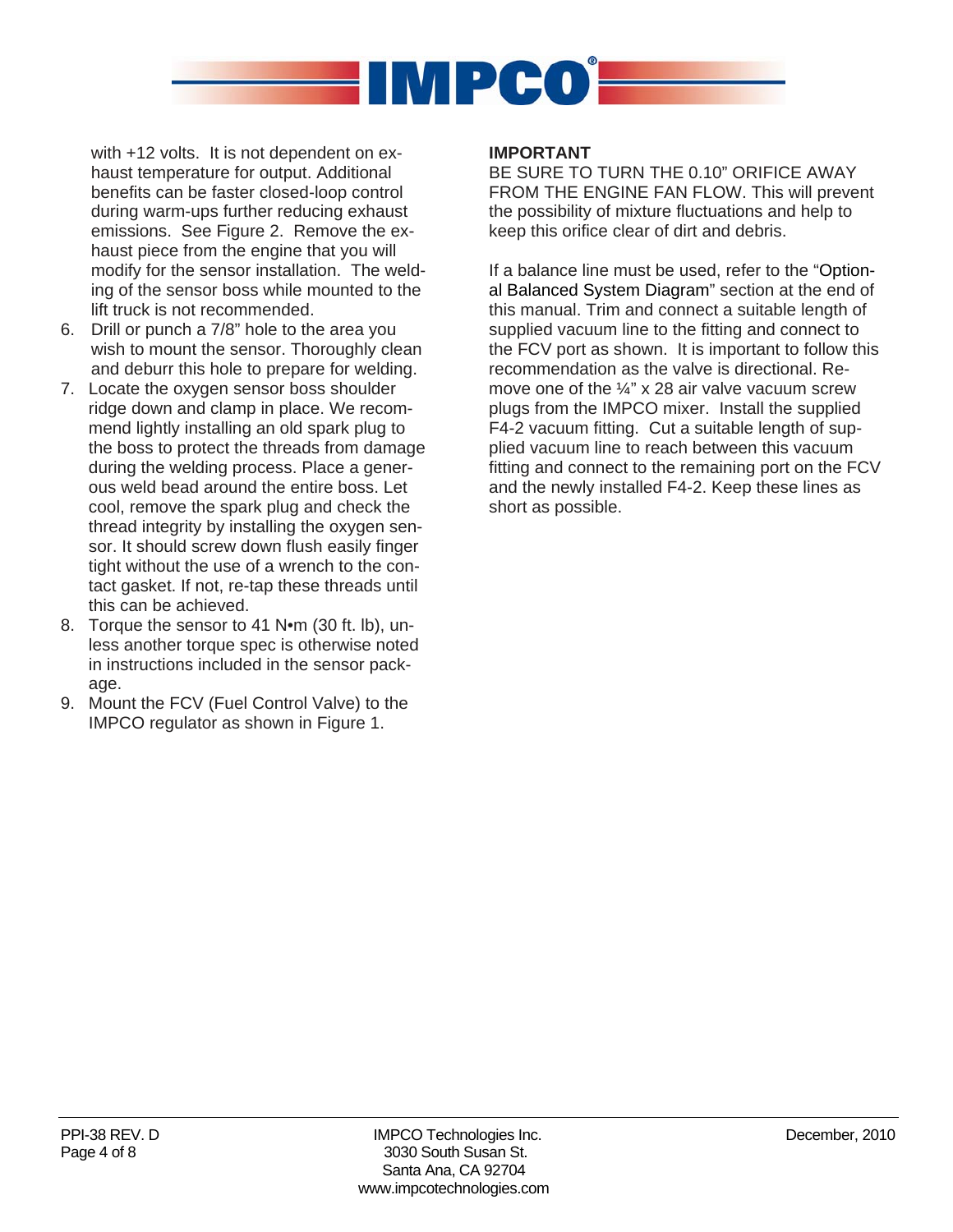with +12 volts. It is not dependent on exhaust temperature for output. Additional benefits can be faster closed-loop control during warm-ups further reducing exhaust emissions. See Figure 2. Remove the exhaust piece from the engine that you will modify for the sensor installation. The welding of the sensor boss while mounted to the lift truck is not recommended.

6. Drill or punch a 7/8" hole to the area you wish to mount the sensor. Thoroughly clean and deburr this hole to prepare for welding.
7. Locate the oxygen sensor boss shoulder ridge down and clamp in place. We recommend lightly installing an old spark plug to the boss to protect the threads from damage during the welding process. Place a generous weld bead around the entire boss. Let cool, remove the spark plug and check the thread integrity by installing the oxygen sensor. It should screw down flush easily finger tight without the use of a wrench to the contact gasket. If not, re-tap these threads until this can be achieved.
8. Torque the sensor to 41 N•m (30 ft. lb), unless another torque spec is otherwise noted in instructions included in the sensor package.
9. Mount the FCV (Fuel Control Valve) to the IMPCO regulator as shown in Figure 1.

**IMPORTANT**

BE SURE TO TURN THE 0.10" ORIFICE AWAY FROM THE ENGINE FAN FLOW. This will prevent the possibility of mixture fluctuations and help to keep this orifice clear of dirt and debris.

If a balance line must be used, refer to the "Optional Balanced System Diagram" section at the end of this manual. Trim and connect a suitable length of supplied vacuum line to the fitting and connect to the FCV port as shown. It is important to follow this recommendation as the valve is directional. Remove one of the ¼" x 28 air valve vacuum screw plugs from the IMPCO mixer. Install the supplied F4-2 vacuum fitting. Cut a suitable length of supplied vacuum line to reach between this vacuum fitting and connect to the remaining port on the FCV and the newly installed F4-2. Keep these lines as short as possible.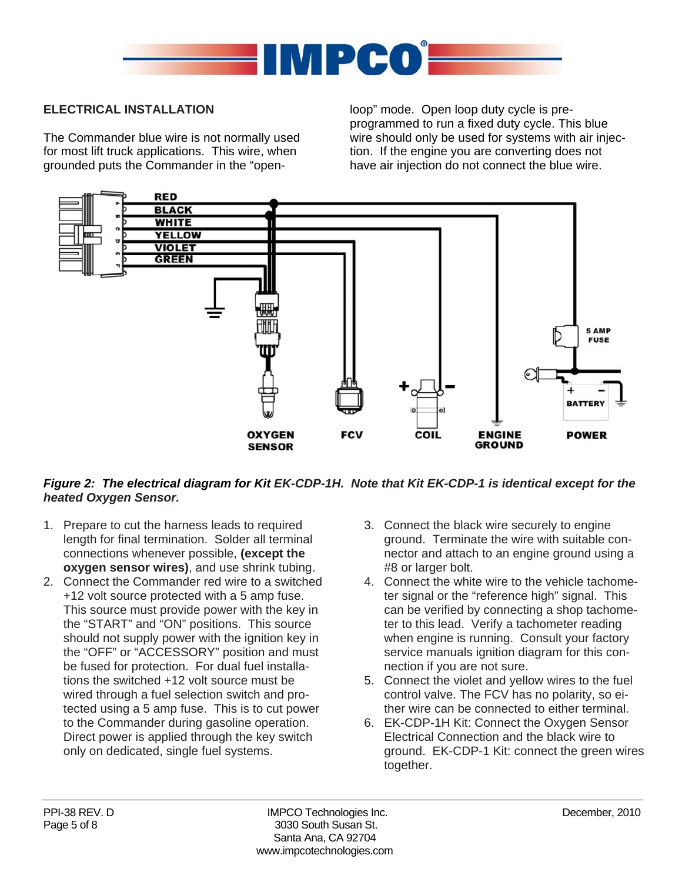## ELECTRICAL INSTALLATION

The Commander blue wire is not normally used for most lift truck applications. This wire, when grounded puts the Commander in the "open-loop" mode. Open loop duty cycle is pre-programmed to run a fixed duty cycle. This blue wire should only be used for systems with air injection. If the engine you are converting does not have air injection do not connect the blue wire.

***Figure 2: The electrical diagram for Kit EK-CDP-1H. Note that Kit EK-CDP-1 is identical except for the heated Oxygen Sensor.***

1. Prepare to cut the harness leads to required length for final termination. Solder all terminal connections whenever possible, **(except the oxygen sensor wires)**, and use shrink tubing.
2. Connect the Commander red wire to a switched +12 volt source protected with a 5 amp fuse. This source must provide power with the key in the "START" and "ON" positions. This source should not supply power with the ignition key in the "OFF" or "ACCESSORY" position and must be fused for protection. For dual fuel installations the switched +12 volt source must be wired through a fuel selection switch and protected using a 5 amp fuse. This is to cut power to the Commander during gasoline operation. Direct power is applied through the key switch only on dedicated, single fuel systems.
3. Connect the black wire securely to engine ground. Terminate the wire with suitable connector and attach to an engine ground using a #8 or larger bolt.
4. Connect the white wire to the vehicle tachometer signal or the "reference high" signal. This can be verified by connecting a shop tachometer to this lead. Verify a tachometer reading when engine is running. Consult your factory service manuals ignition diagram for this connection if you are not sure.
5. Connect the violet and yellow wires to the fuel control valve. The FCV has no polarity, so either wire can be connected to either terminal.
6. EK-CDP-1H Kit: Connect the Oxygen Sensor Electrical Connection and the black wire to ground. EK-CDP-1 Kit: connect the green wires together.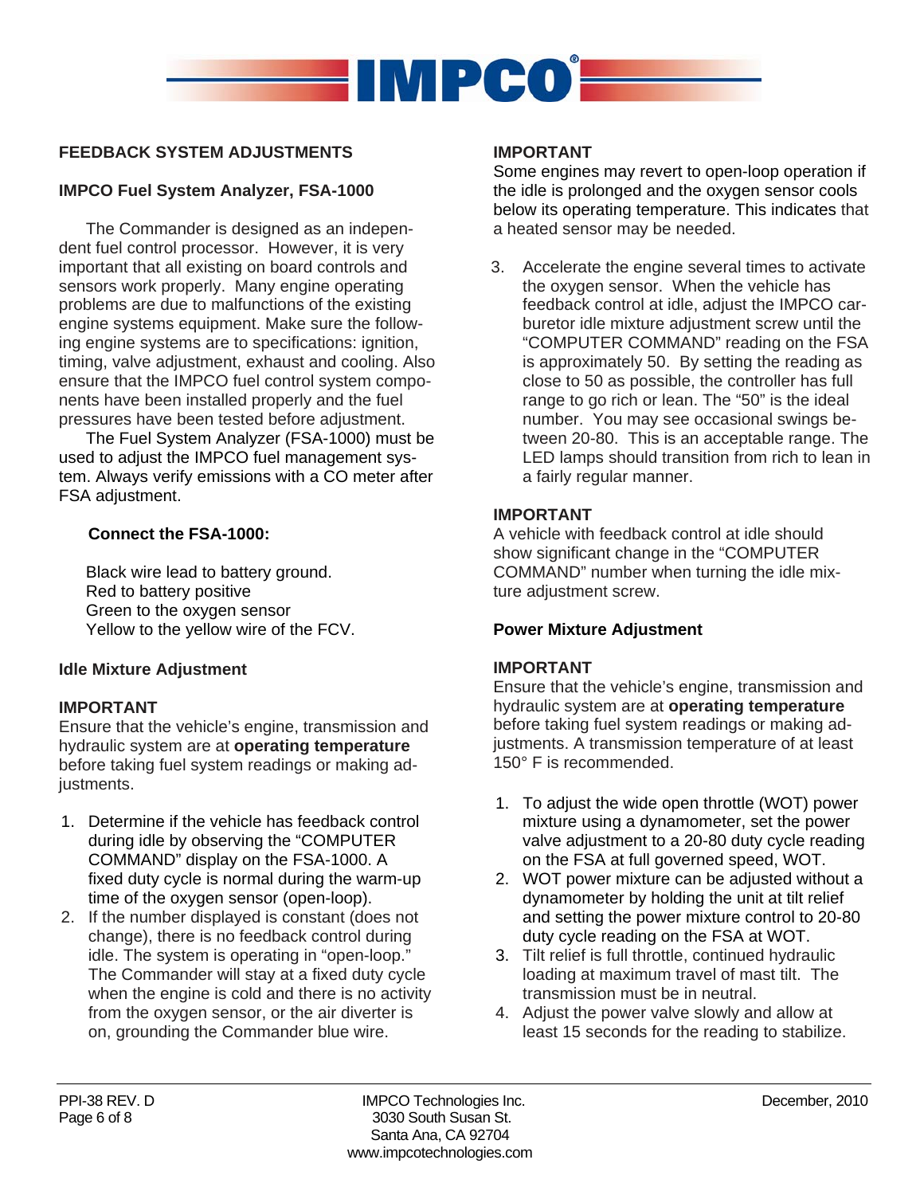## FEEDBACK SYSTEM ADJUSTMENTS

### IMPCO Fuel System Analyzer, FSA-1000

The Commander is designed as an independent fuel control processor. However, it is very important that all existing on board controls and sensors work properly. Many engine operating problems are due to malfunctions of the existing engine systems equipment. Make sure the following engine systems are to specifications: ignition, timing, valve adjustment, exhaust and cooling. Also ensure that the IMPCO fuel control system components have been installed properly and the fuel pressures have been tested before adjustment.

The Fuel System Analyzer (FSA-1000) must be used to adjust the IMPCO fuel management system. Always verify emissions with a CO meter after FSA adjustment.

**Connect the FSA-1000:**

Black wire lead to battery ground.
Red to battery positive
Green to the oxygen sensor
Yellow to the yellow wire of the FCV.

### Idle Mixture Adjustment

**IMPORTANT**
Ensure that the vehicle's engine, transmission and hydraulic system are at **operating temperature** before taking fuel system readings or making adjustments.

1. Determine if the vehicle has feedback control during idle by observing the "COMPUTER COMMAND" display on the FSA-1000. A fixed duty cycle is normal during the warm-up time of the oxygen sensor (open-loop).
2. If the number displayed is constant (does not change), there is no feedback control during idle. The system is operating in "open-loop." The Commander will stay at a fixed duty cycle when the engine is cold and there is no activity from the oxygen sensor, or the air diverter is on, grounding the Commander blue wire.

**IMPORTANT**
Some engines may revert to open-loop operation if the idle is prolonged and the oxygen sensor cools below its operating temperature. This indicates that a heated sensor may be needed.

3. Accelerate the engine several times to activate the oxygen sensor. When the vehicle has feedback control at idle, adjust the IMPCO carburetor idle mixture adjustment screw until the "COMPUTER COMMAND" reading on the FSA is approximately 50. By setting the reading as close to 50 as possible, the controller has full range to go rich or lean. The "50" is the ideal number. You may see occasional swings between 20-80. This is an acceptable range. The LED lamps should transition from rich to lean in a fairly regular manner.

**IMPORTANT**
A vehicle with feedback control at idle should show significant change in the "COMPUTER COMMAND" number when turning the idle mixture adjustment screw.

### Power Mixture Adjustment

**IMPORTANT**
Ensure that the vehicle's engine, transmission and hydraulic system are at **operating temperature** before taking fuel system readings or making adjustments. A transmission temperature of at least 150° F is recommended.

1. To adjust the wide open throttle (WOT) power mixture using a dynamometer, set the power valve adjustment to a 20-80 duty cycle reading on the FSA at full governed speed, WOT.
2. WOT power mixture can be adjusted without a dynamometer by holding the unit at tilt relief and setting the power mixture control to 20-80 duty cycle reading on the FSA at WOT.
3. Tilt relief is full throttle, continued hydraulic loading at maximum travel of mast tilt. The transmission must be in neutral.
4. Adjust the power valve slowly and allow at least 15 seconds for the reading to stabilize.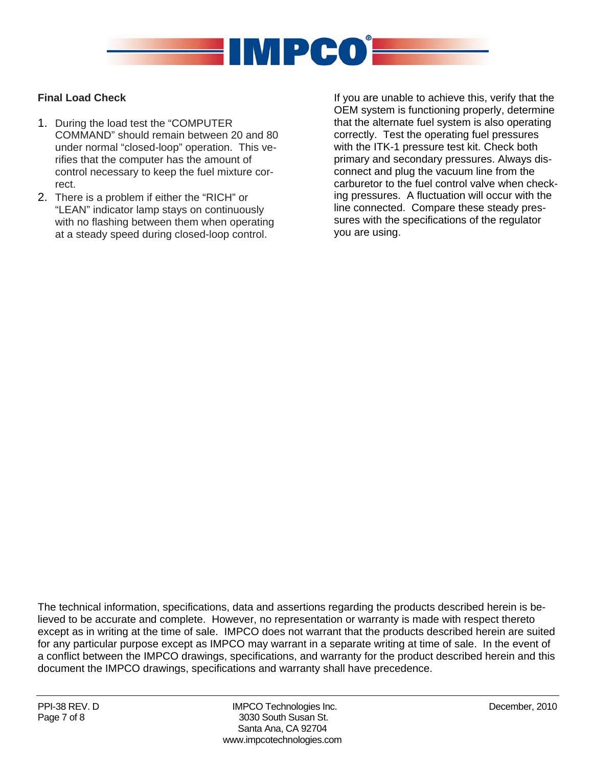**Final Load Check**

1. During the load test the “COMPUTER COMMAND” should remain between 20 and 80 under normal “closed-loop” operation. This verifies that the computer has the amount of control necessary to keep the fuel mixture correct.
2. There is a problem if either the “RICH” or “LEAN” indicator lamp stays on continuously with no flashing between them when operating at a steady speed during closed-loop control.

If you are unable to achieve this, verify that the OEM system is functioning properly, determine that the alternate fuel system is also operating correctly. Test the operating fuel pressures with the ITK-1 pressure test kit. Check both primary and secondary pressures. Always disconnect and plug the vacuum line from the carburetor to the fuel control valve when checking pressures. A fluctuation will occur with the line connected. Compare these steady pressures with the specifications of the regulator you are using.

The technical information, specifications, data and assertions regarding the products described herein is believed to be accurate and complete. However, no representation or warranty is made with respect thereto except as in writing at the time of sale. IMPCO does not warrant that the products described herein are suited for any particular purpose except as IMPCO may warrant in a separate writing at time of sale. In the event of a conflict between the IMPCO drawings, specifications, and warranty for the product described herein and this document the IMPCO drawings, specifications and warranty shall have precedence.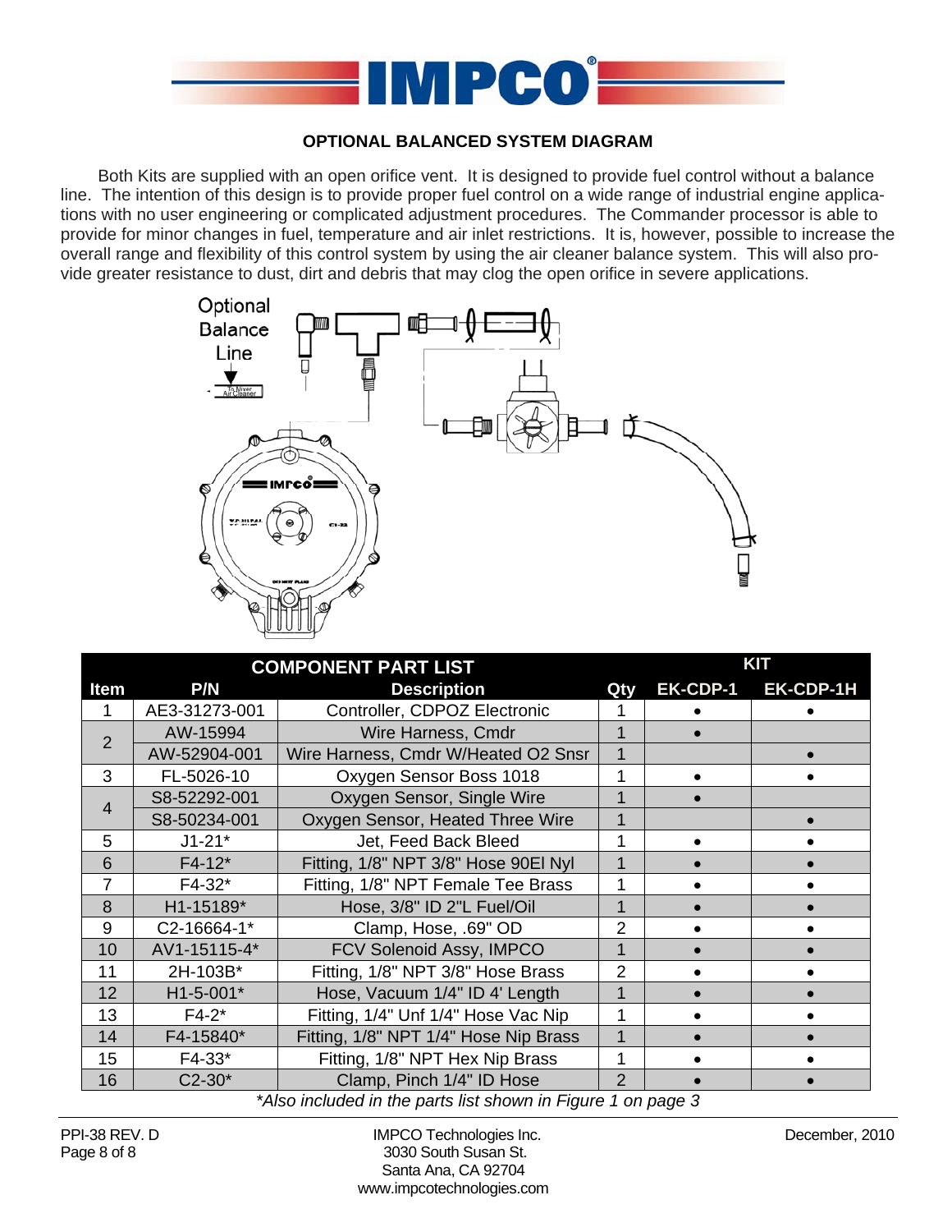## OPTIONAL BALANCED SYSTEM DIAGRAM

Both Kits are supplied with an open orifice vent. It is designed to provide fuel control without a balance line. The intention of this design is to provide proper fuel control on a wide range of industrial engine applications with no user engineering or complicated adjustment procedures. The Commander processor is able to provide for minor changes in fuel, temperature and air inlet restrictions. It is, however, possible to increase the overall range and flexibility of this control system by using the air cleaner balance system. This will also provide greater resistance to dust, dirt and debris that may clog the open orifice in severe applications.

Optional Balance Line

To Mixer Air Cleaner

| COMPONENT PART LIST | | | | KIT | |
|---|---|---|---|---|---|
| Item | P/N | Description | Qty | EK-CDP-1 | EK-CDP-1H |
| 1 | AE3-31273-001 | Controller, CDPOZ Electronic | 1 | • | • |
| 2 | AW-15994 | Wire Harness, Cmdr | 1 | • | |
| | AW-52904-001 | Wire Harness, Cmdr W/Heated O2 Snsr | 1 | | • |
| 3 | FL-5026-10 | Oxygen Sensor Boss 1018 | 1 | • | • |
| 4 | S8-52292-001 | Oxygen Sensor, Single Wire | 1 | • | |
| | S8-50234-001 | Oxygen Sensor, Heated Three Wire | 1 | | • |
| 5 | J1-21* | Jet, Feed Back Bleed | 1 | • | • |
| 6 | F4-12* | Fitting, 1/8" NPT 3/8" Hose 90El Nyl | 1 | • | • |
| 7 | F4-32* | Fitting, 1/8" NPT Female Tee Brass | 1 | • | • |
| 8 | H1-15189* | Hose, 3/8" ID 2"L Fuel/Oil | 1 | • | • |
| 9 | C2-16664-1* | Clamp, Hose, .69" OD | 2 | • | • |
| 10 | AV1-15115-4* | FCV Solenoid Assy, IMPCO | 1 | • | • |
| 11 | 2H-103B* | Fitting, 1/8" NPT 3/8" Hose Brass | 2 | • | • |
| 12 | H1-5-001* | Hose, Vacuum 1/4" ID 4' Length | 1 | • | • |
| 13 | F4-2* | Fitting, 1/4" Unf 1/4" Hose Vac Nip | 1 | • | • |
| 14 | F4-15840* | Fitting, 1/8" NPT 1/4" Hose Nip Brass | 1 | • | • |
| 15 | F4-33* | Fitting, 1/8" NPT Hex Nip Brass | 1 | • | • |
| 16 | C2-30* | Clamp, Pinch 1/4" ID Hose | 2 | • | • |

*Also included in the parts list shown in Figure 1 on page 3*

PPI-38 REV. D

IMPCO Technologies Inc.
3030 South Susan St.
Santa Ana, CA 92704
www.impcotechnologies.com

December, 2010